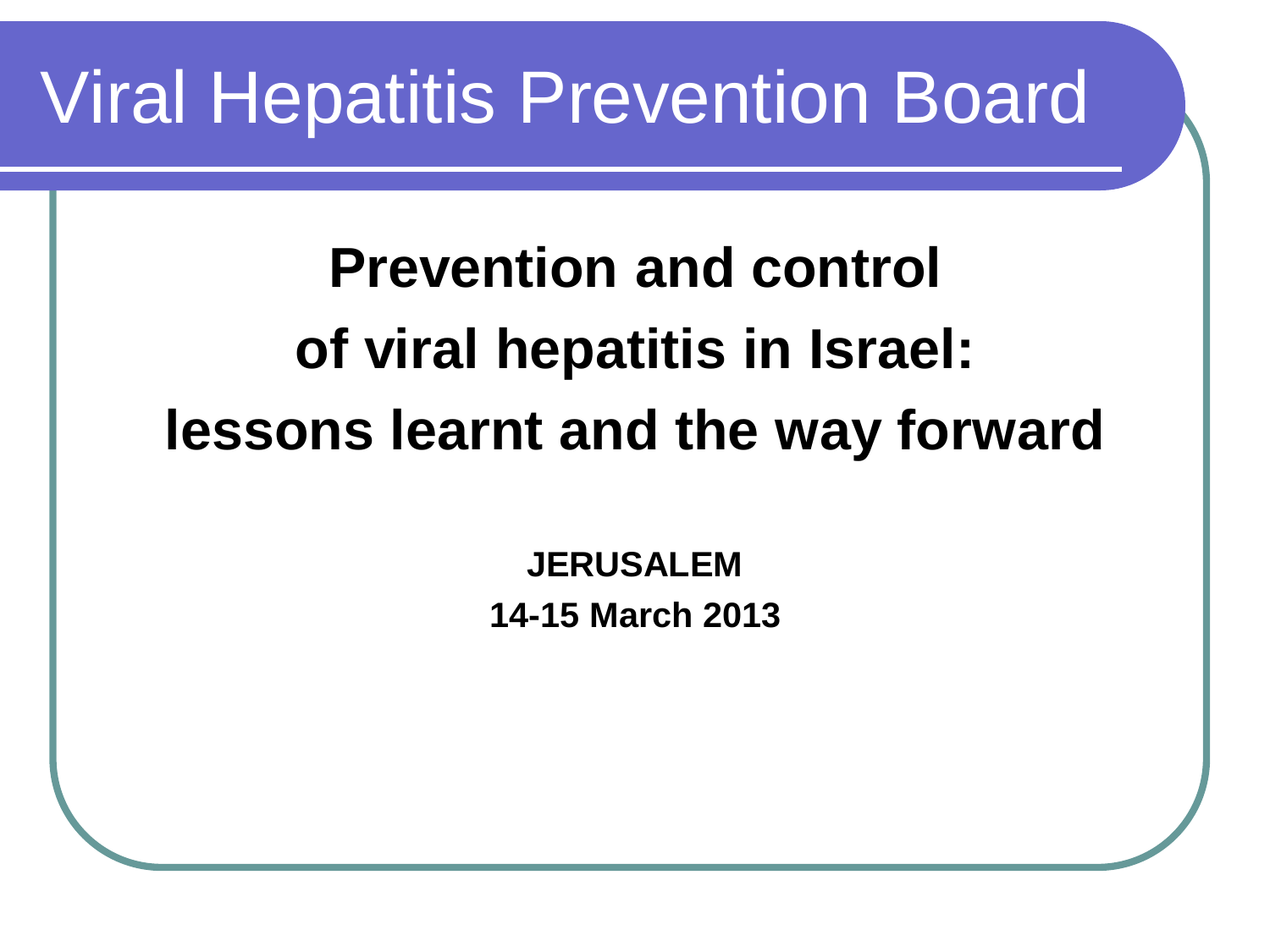# Viral Hepatitis Prevention Board

## Prevention and control of viral hepatitis in Israel: lessons learnt and the way forward

**JERUSALEM**

**14-15 March 2013**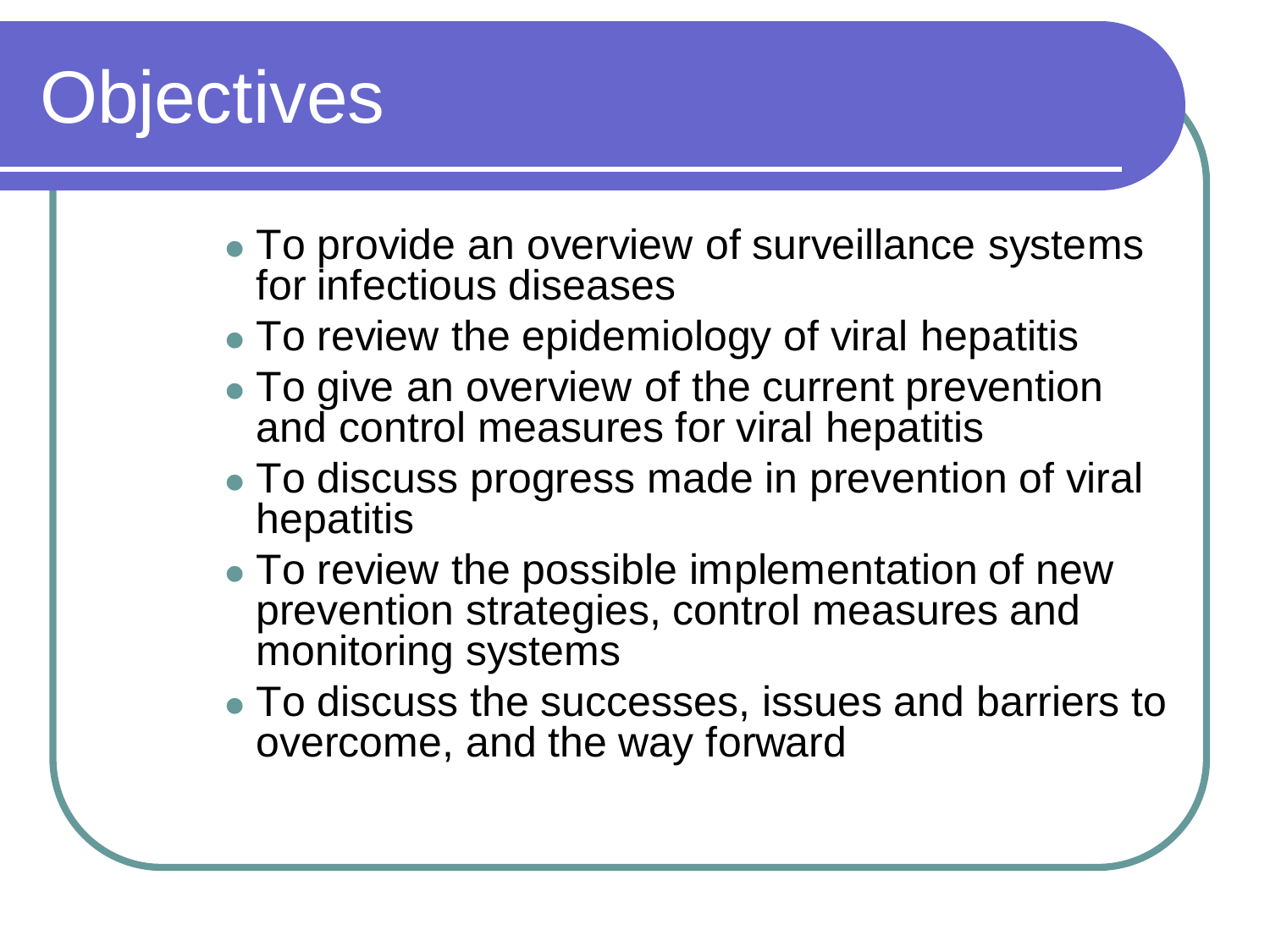# Objectives

- To provide an overview of surveillance systems for infectious diseases
- To review the epidemiology of viral hepatitis
- To give an overview of the current prevention and control measures for viral hepatitis
- To discuss progress made in prevention of viral hepatitis
- To review the possible implementation of new prevention strategies, control measures and monitoring systems
- To discuss the successes, issues and barriers to overcome, and the way forward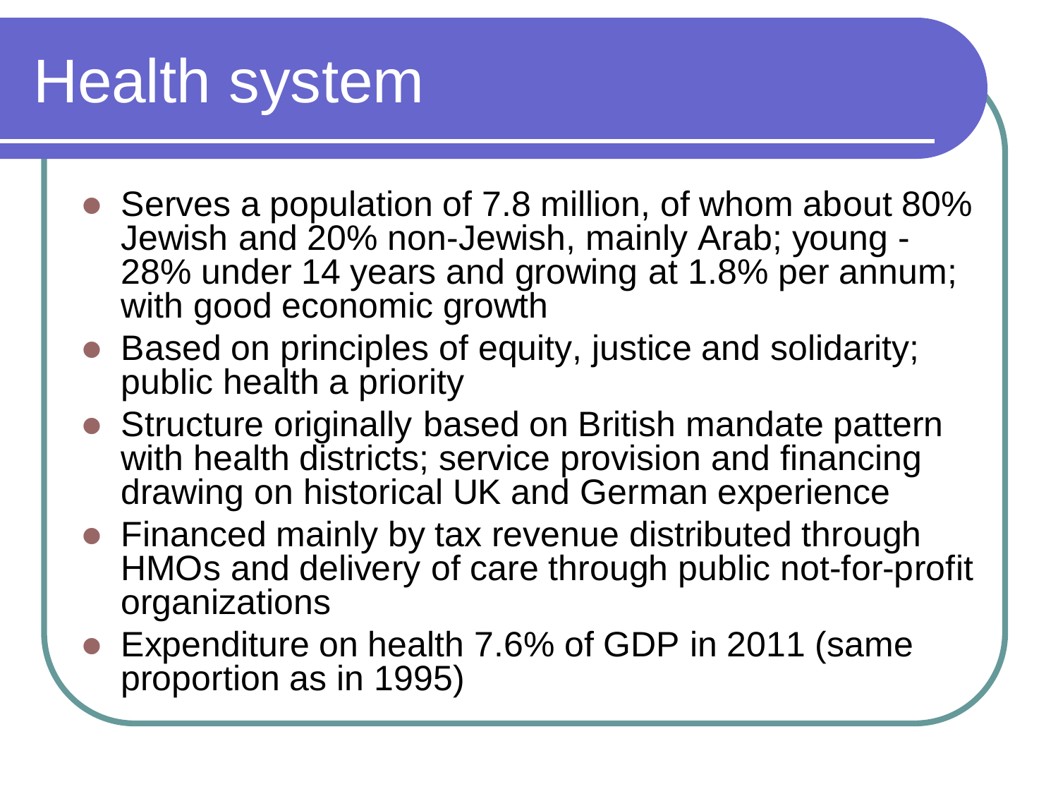# Health system

- Serves a population of 7.8 million, of whom about 80% Jewish and 20% non-Jewish, mainly Arab; young - 28% under 14 years and growing at 1.8% per annum; with good economic growth
- Based on principles of equity, justice and solidarity; public health a priority
- Structure originally based on British mandate pattern with health districts; service provision and financing drawing on historical UK and German experience
- Financed mainly by tax revenue distributed through HMOs and delivery of care through public not-for-profit organizations
- Expenditure on health 7.6% of GDP in 2011 (same proportion as in 1995)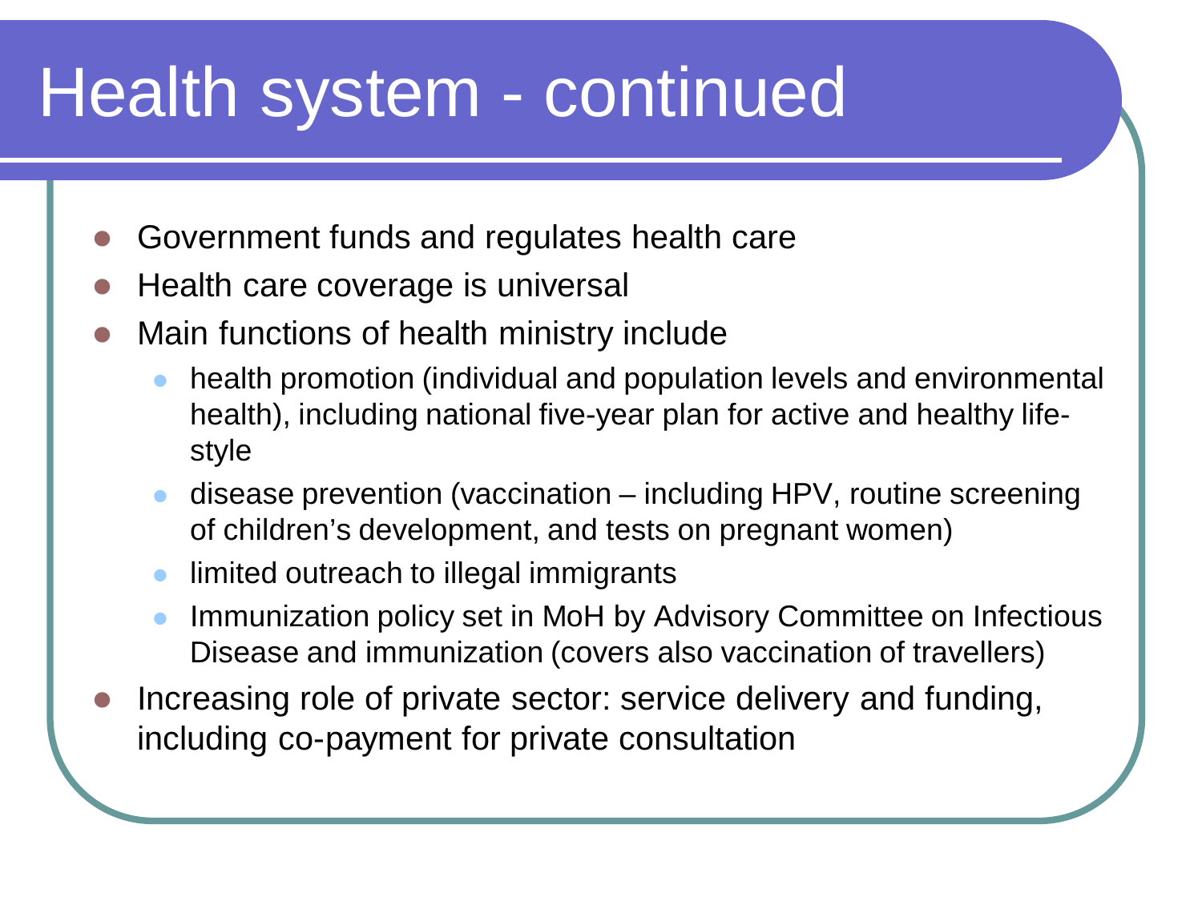# Health system - continued

- Government funds and regulates health care
- Health care coverage is universal
- Main functions of health ministry include
  - health promotion (individual and population levels and environmental health), including national five-year plan for active and healthy life-style
  - disease prevention (vaccination – including HPV, routine screening of children's development, and tests on pregnant women)
  - limited outreach to illegal immigrants
  - Immunization policy set in MoH by Advisory Committee on Infectious Disease and immunization (covers also vaccination of travellers)
- Increasing role of private sector: service delivery and funding, including co-payment for private consultation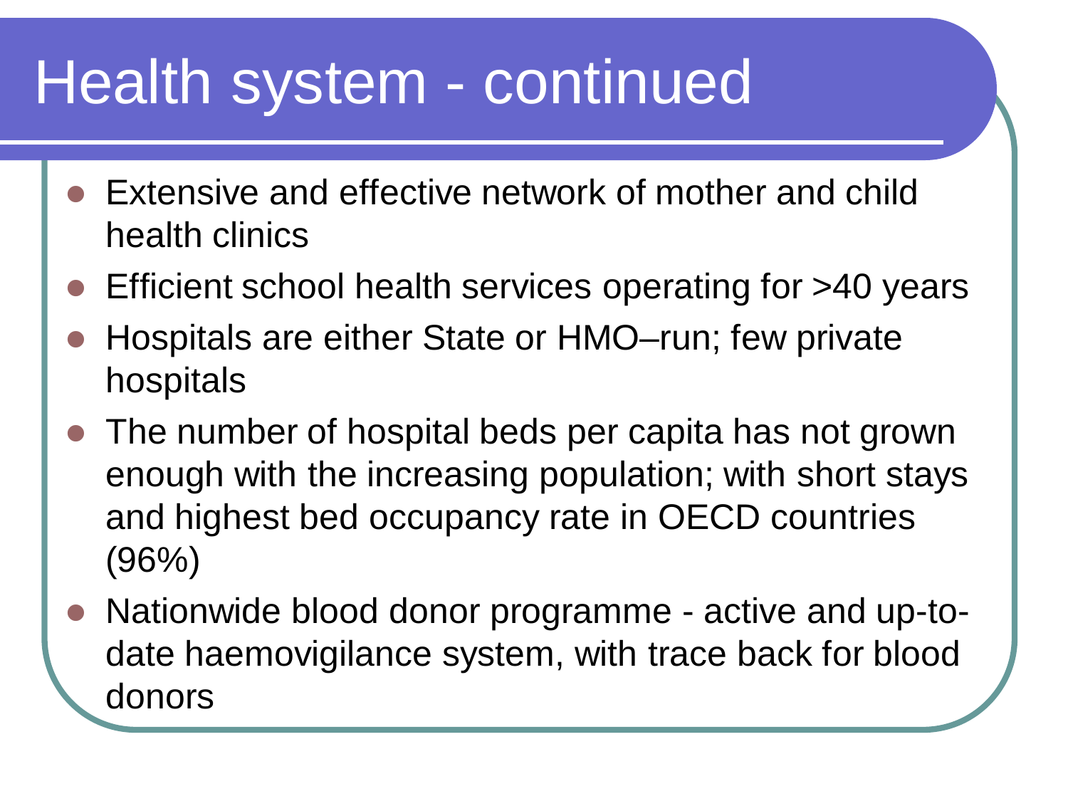# Health system - continued

- Extensive and effective network of mother and child health clinics
- Efficient school health services operating for >40 years
- Hospitals are either State or HMO–run; few private hospitals
- The number of hospital beds per capita has not grown enough with the increasing population; with short stays and highest bed occupancy rate in OECD countries (96%)
- Nationwide blood donor programme - active and up-to-date haemovigilance system, with trace back for blood donors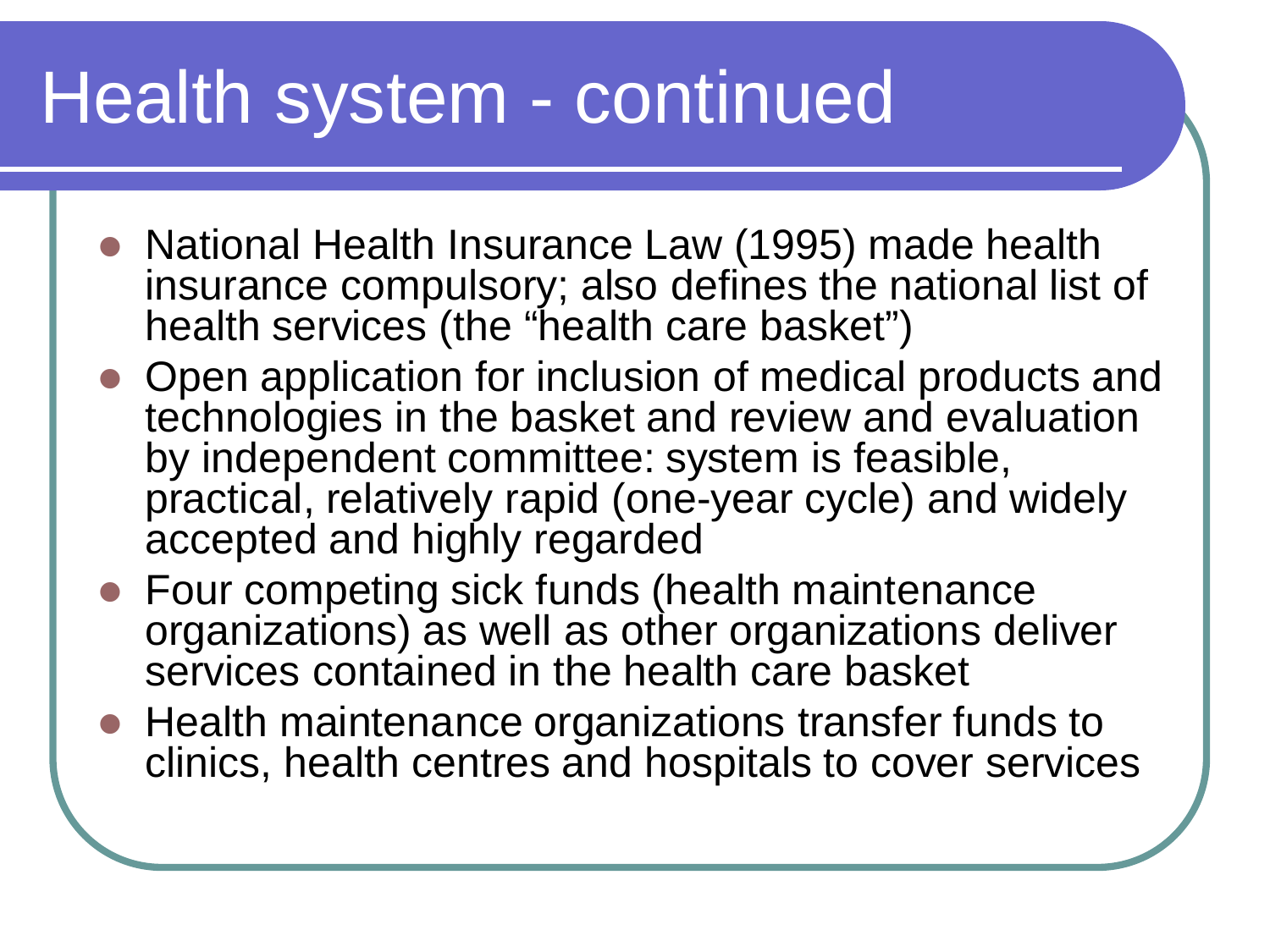# Health system - continued

- National Health Insurance Law (1995) made health insurance compulsory; also defines the national list of health services (the "health care basket")
- Open application for inclusion of medical products and technologies in the basket and review and evaluation by independent committee: system is feasible, practical, relatively rapid (one-year cycle) and widely accepted and highly regarded
- Four competing sick funds (health maintenance organizations) as well as other organizations deliver services contained in the health care basket
- Health maintenance organizations transfer funds to clinics, health centres and hospitals to cover services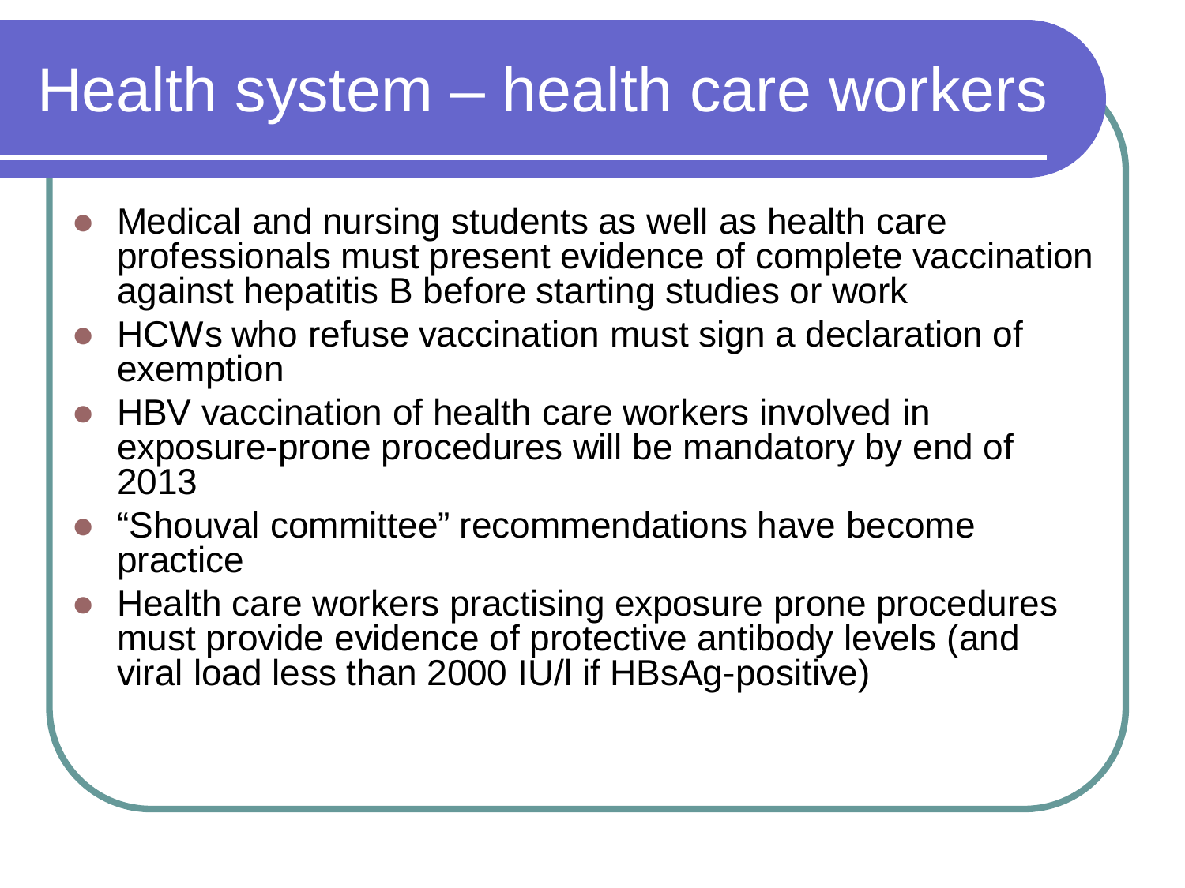# Health system – health care workers

- Medical and nursing students as well as health care professionals must present evidence of complete vaccination against hepatitis B before starting studies or work
- HCWs who refuse vaccination must sign a declaration of exemption
- HBV vaccination of health care workers involved in exposure-prone procedures will be mandatory by end of 2013
- "Shouval committee" recommendations have become practice
- Health care workers practising exposure prone procedures must provide evidence of protective antibody levels (and viral load less than 2000 IU/l if HBsAg-positive)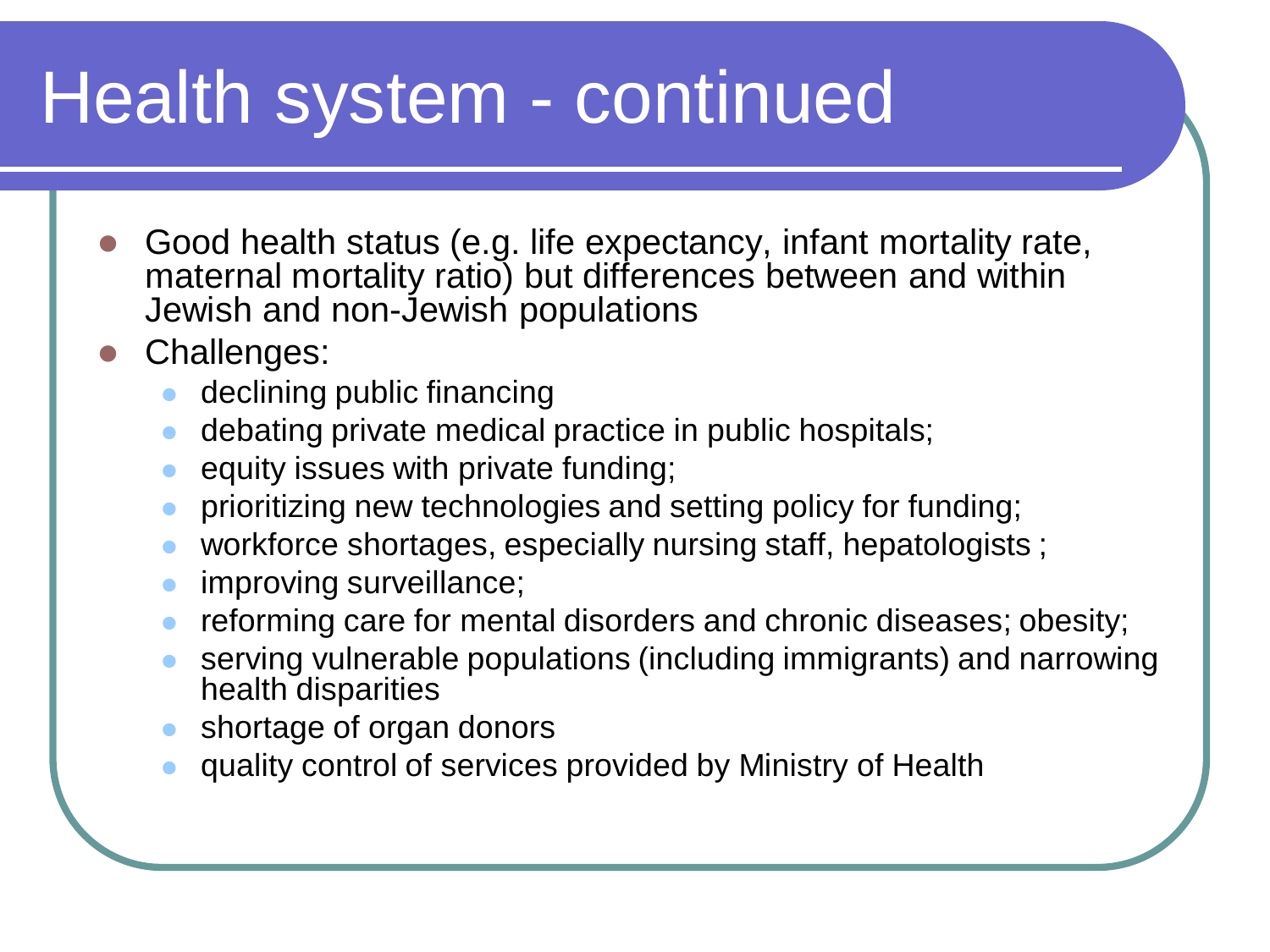# Health system - continued

- Good health status (e.g. life expectancy, infant mortality rate, maternal mortality ratio) but differences between and within Jewish and non-Jewish populations
- Challenges:
  - declining public financing
  - debating private medical practice in public hospitals;
  - equity issues with private funding;
  - prioritizing new technologies and setting policy for funding;
  - workforce shortages, especially nursing staff, hepatologists ;
  - improving surveillance;
  - reforming care for mental disorders and chronic diseases; obesity;
  - serving vulnerable populations (including immigrants) and narrowing health disparities
  - shortage of organ donors
  - quality control of services provided by Ministry of Health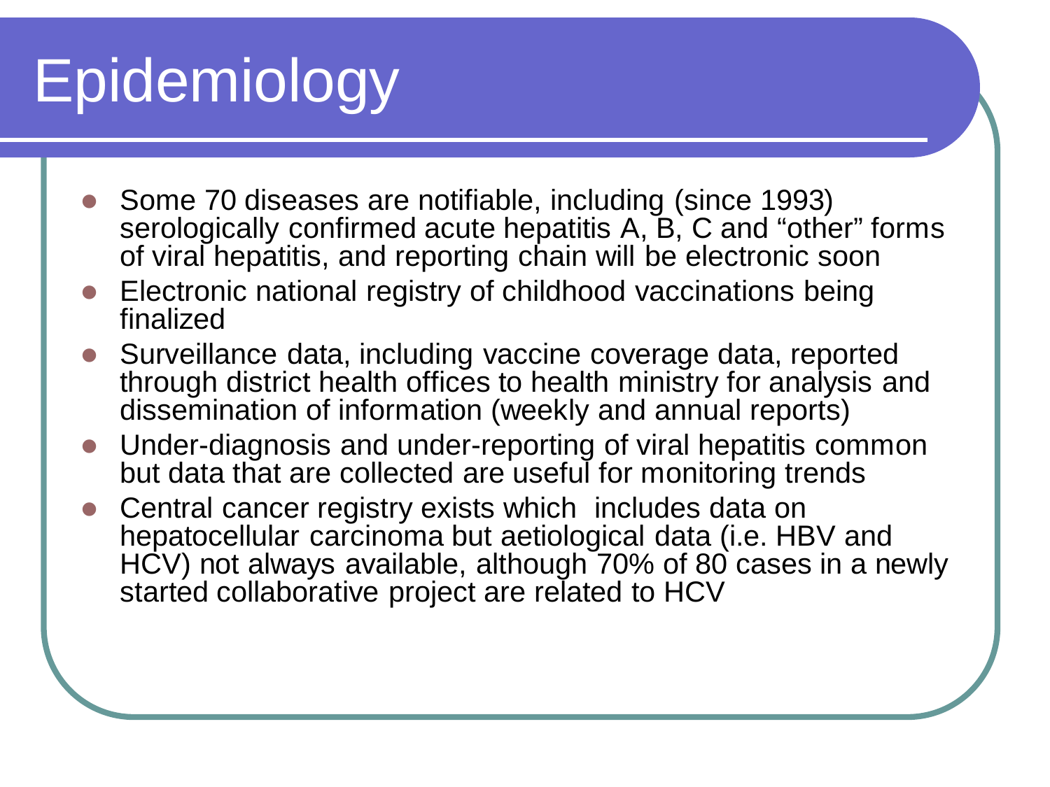# Epidemiology

- Some 70 diseases are notifiable, including (since 1993) serologically confirmed acute hepatitis A, B, C and "other" forms of viral hepatitis, and reporting chain will be electronic soon
- Electronic national registry of childhood vaccinations being finalized
- Surveillance data, including vaccine coverage data, reported through district health offices to health ministry for analysis and dissemination of information (weekly and annual reports)
- Under-diagnosis and under-reporting of viral hepatitis common but data that are collected are useful for monitoring trends
- Central cancer registry exists which includes data on hepatocellular carcinoma but aetiological data (i.e. HBV and HCV) not always available, although 70% of 80 cases in a newly started collaborative project are related to HCV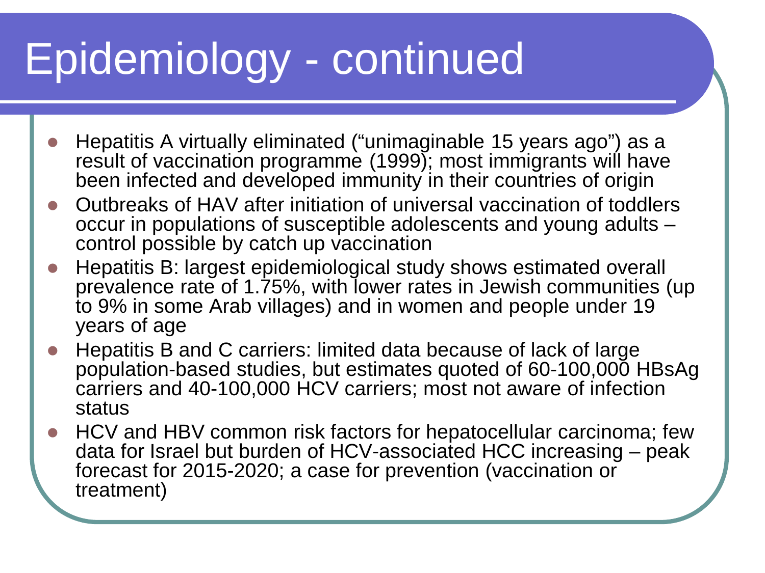# Epidemiology - continued

- Hepatitis A virtually eliminated ("unimaginable 15 years ago") as a result of vaccination programme (1999); most immigrants will have been infected and developed immunity in their countries of origin
- Outbreaks of HAV after initiation of universal vaccination of toddlers occur in populations of susceptible adolescents and young adults – control possible by catch up vaccination
- Hepatitis B: largest epidemiological study shows estimated overall prevalence rate of 1.75%, with lower rates in Jewish communities (up to 9% in some Arab villages) and in women and people under 19 years of age
- Hepatitis B and C carriers: limited data because of lack of large population-based studies, but estimates quoted of 60-100,000 HBsAg carriers and 40-100,000 HCV carriers; most not aware of infection status
- HCV and HBV common risk factors for hepatocellular carcinoma; few data for Israel but burden of HCV-associated HCC increasing – peak forecast for 2015-2020; a case for prevention (vaccination or treatment)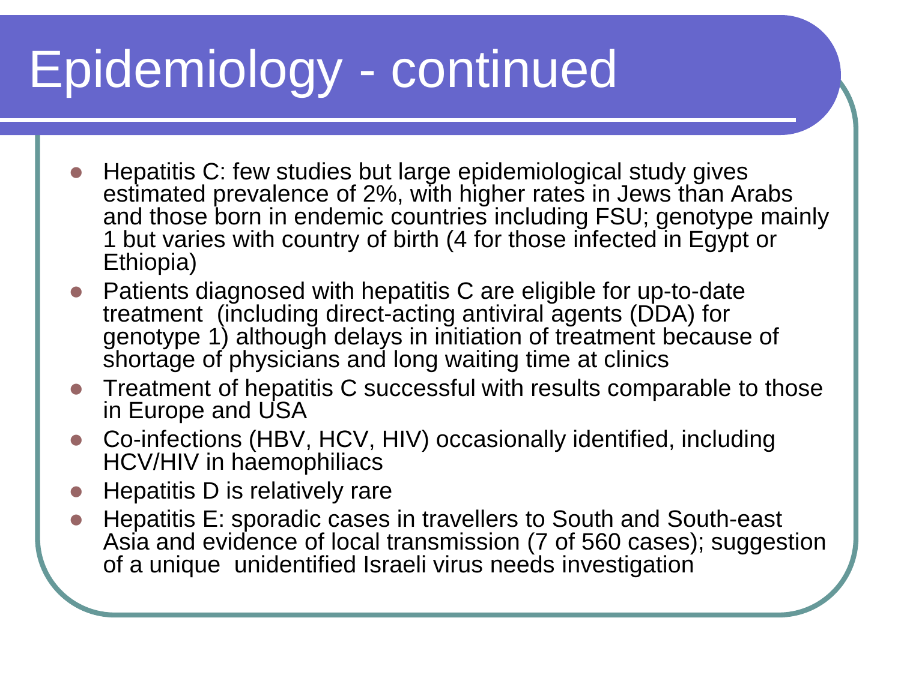# Epidemiology - continued

- Hepatitis C: few studies but large epidemiological study gives estimated prevalence of 2%, with higher rates in Jews than Arabs and those born in endemic countries including FSU; genotype mainly 1 but varies with country of birth (4 for those infected in Egypt or Ethiopia)
- Patients diagnosed with hepatitis C are eligible for up-to-date treatment (including direct-acting antiviral agents (DDA) for genotype 1) although delays in initiation of treatment because of shortage of physicians and long waiting time at clinics
- Treatment of hepatitis C successful with results comparable to those in Europe and USA
- Co-infections (HBV, HCV, HIV) occasionally identified, including HCV/HIV in haemophiliacs
- Hepatitis D is relatively rare
- Hepatitis E: sporadic cases in travellers to South and South-east Asia and evidence of local transmission (7 of 560 cases); suggestion of a unique unidentified Israeli virus needs investigation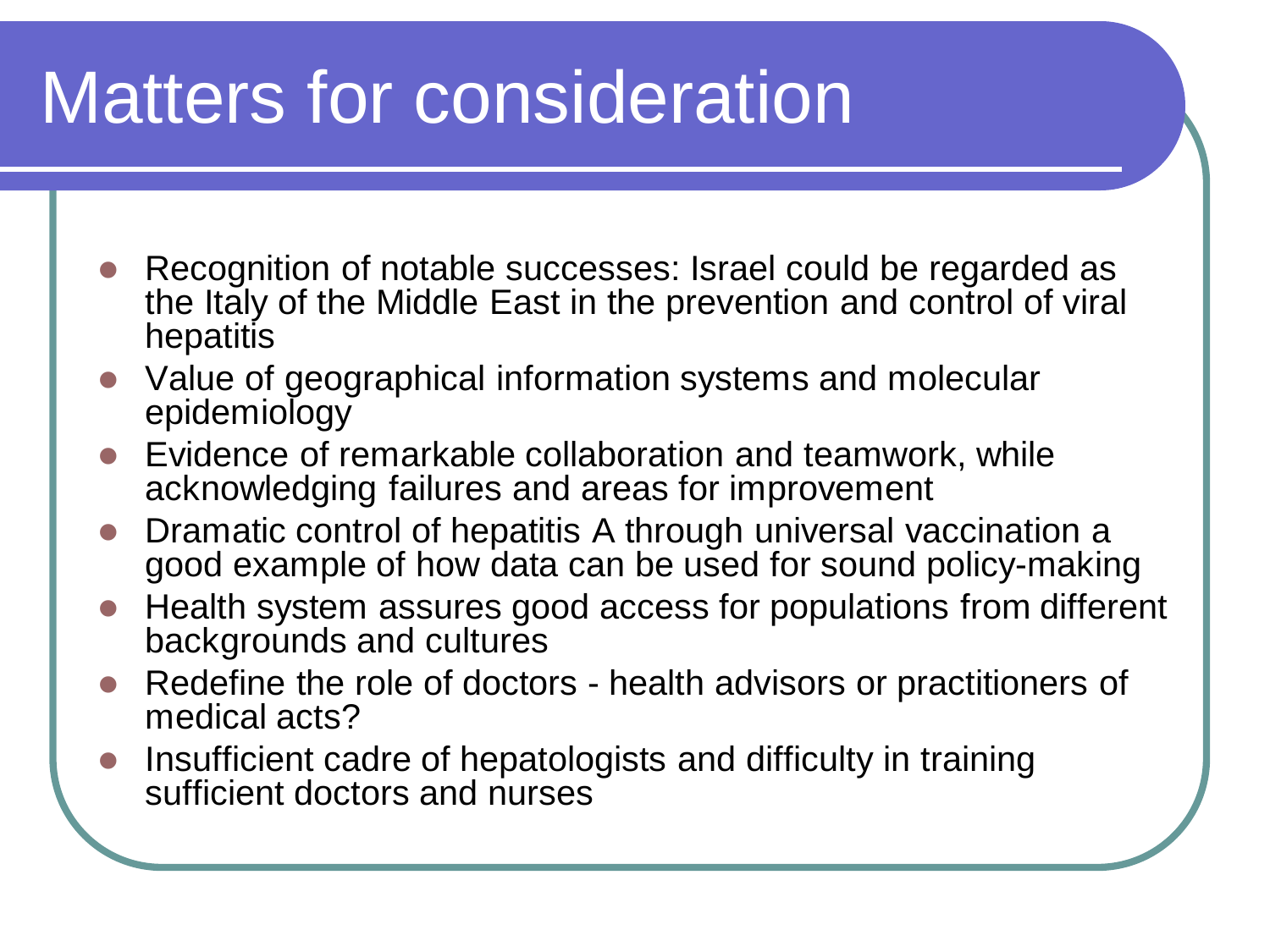# Matters for consideration

- Recognition of notable successes: Israel could be regarded as the Italy of the Middle East in the prevention and control of viral hepatitis
- Value of geographical information systems and molecular epidemiology
- Evidence of remarkable collaboration and teamwork, while acknowledging failures and areas for improvement
- Dramatic control of hepatitis A through universal vaccination a good example of how data can be used for sound policy-making
- Health system assures good access for populations from different backgrounds and cultures
- Redefine the role of doctors - health advisors or practitioners of medical acts?
- Insufficient cadre of hepatologists and difficulty in training sufficient doctors and nurses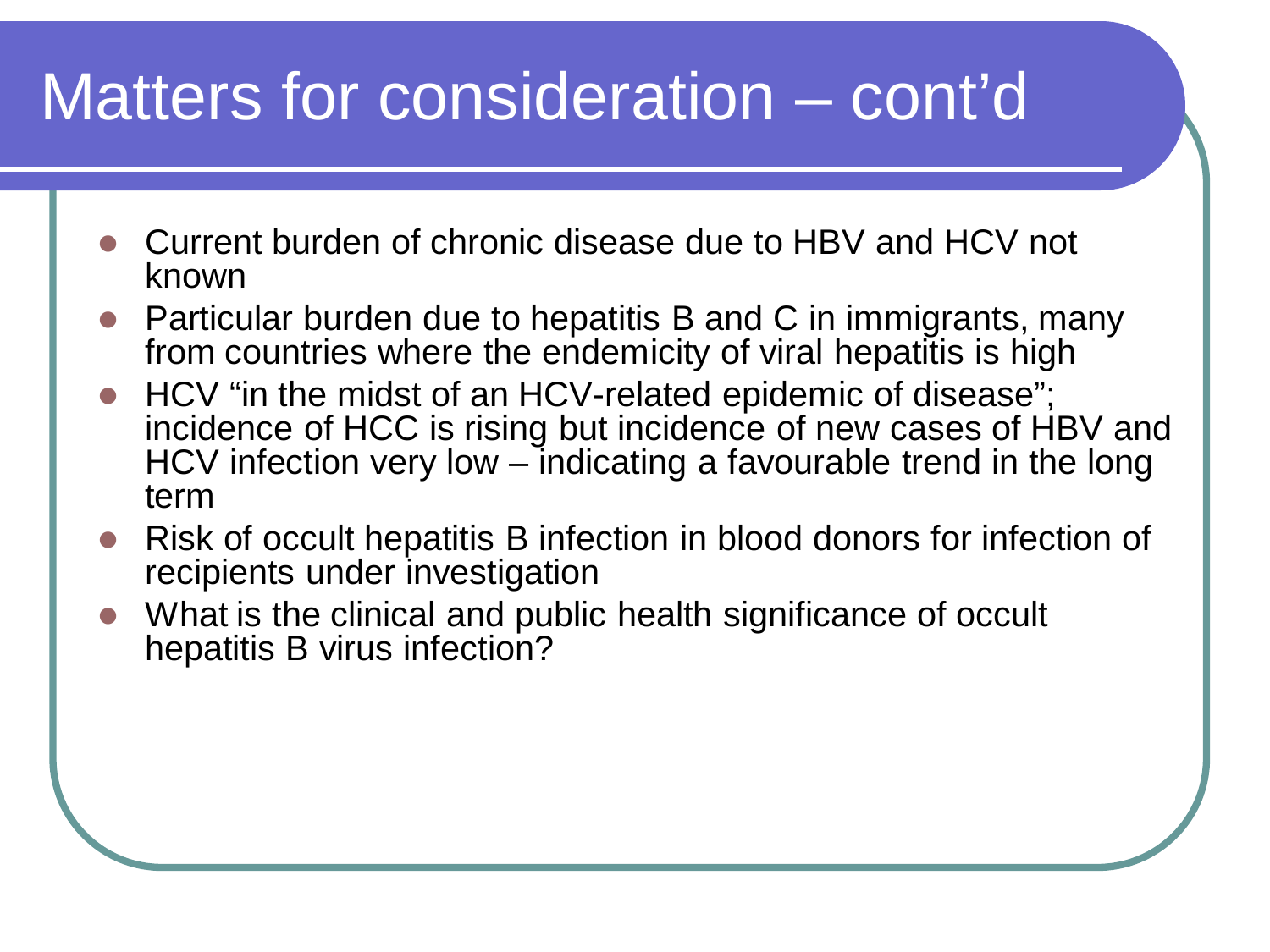# Matters for consideration – cont'd

- Current burden of chronic disease due to HBV and HCV not known
- Particular burden due to hepatitis B and C in immigrants, many from countries where the endemicity of viral hepatitis is high
- HCV "in the midst of an HCV-related epidemic of disease"; incidence of HCC is rising but incidence of new cases of HBV and HCV infection very low – indicating a favourable trend in the long term
- Risk of occult hepatitis B infection in blood donors for infection of recipients under investigation
- What is the clinical and public health significance of occult hepatitis B virus infection?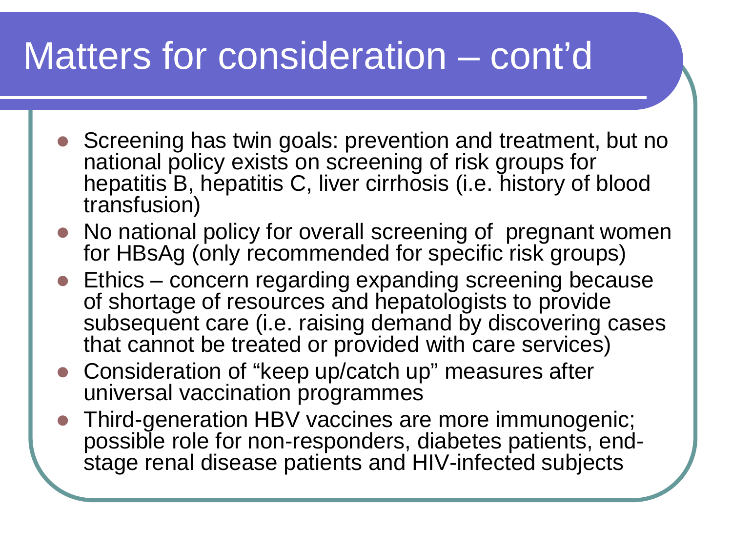# Matters for consideration – cont'd

- Screening has twin goals: prevention and treatment, but no national policy exists on screening of risk groups for hepatitis B, hepatitis C, liver cirrhosis (i.e. history of blood transfusion)
- No national policy for overall screening of pregnant women for HBsAg (only recommended for specific risk groups)
- Ethics – concern regarding expanding screening because of shortage of resources and hepatologists to provide subsequent care (i.e. raising demand by discovering cases that cannot be treated or provided with care services)
- Consideration of "keep up/catch up" measures after universal vaccination programmes
- Third-generation HBV vaccines are more immunogenic; possible role for non-responders, diabetes patients, end-stage renal disease patients and HIV-infected subjects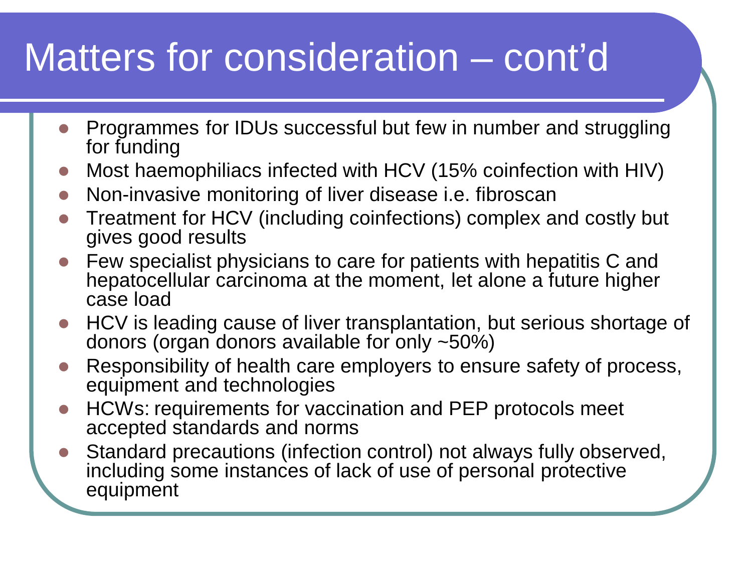# Matters for consideration – cont'd

- Programmes for IDUs successful but few in number and struggling for funding
- Most haemophiliacs infected with HCV (15% coinfection with HIV)
- Non-invasive monitoring of liver disease i.e. fibroscan
- Treatment for HCV (including coinfections) complex and costly but gives good results
- Few specialist physicians to care for patients with hepatitis C and hepatocellular carcinoma at the moment, let alone a future higher case load
- HCV is leading cause of liver transplantation, but serious shortage of donors (organ donors available for only ~50%)
- Responsibility of health care employers to ensure safety of process, equipment and technologies
- HCWs: requirements for vaccination and PEP protocols meet accepted standards and norms
- Standard precautions (infection control) not always fully observed, including some instances of lack of use of personal protective equipment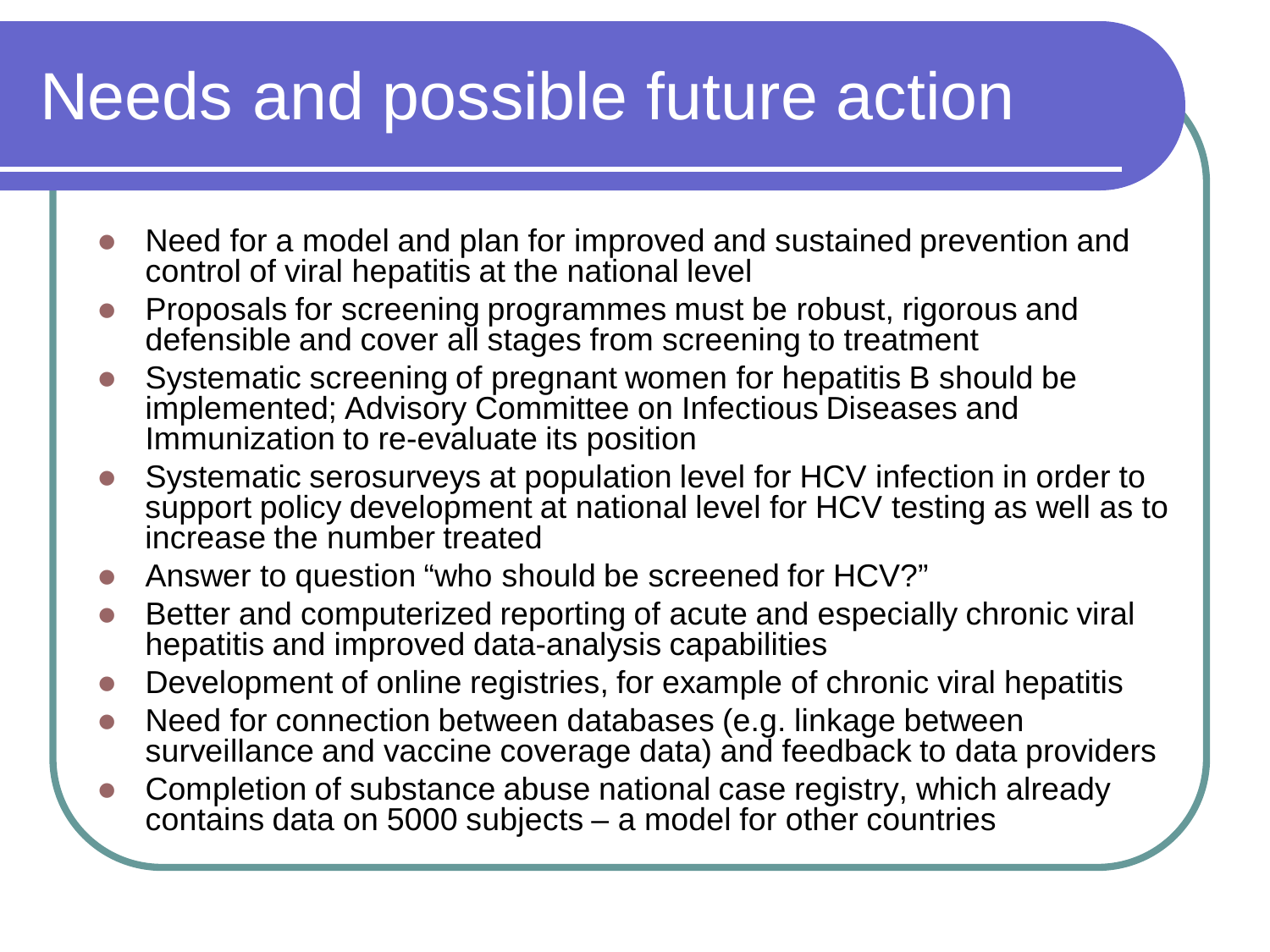# Needs and possible future action

- Need for a model and plan for improved and sustained prevention and control of viral hepatitis at the national level
- Proposals for screening programmes must be robust, rigorous and defensible and cover all stages from screening to treatment
- Systematic screening of pregnant women for hepatitis B should be implemented; Advisory Committee on Infectious Diseases and Immunization to re-evaluate its position
- Systematic serosurveys at population level for HCV infection in order to support policy development at national level for HCV testing as well as to increase the number treated
- Answer to question "who should be screened for HCV?"
- Better and computerized reporting of acute and especially chronic viral hepatitis and improved data-analysis capabilities
- Development of online registries, for example of chronic viral hepatitis
- Need for connection between databases (e.g. linkage between surveillance and vaccine coverage data) and feedback to data providers
- Completion of substance abuse national case registry, which already contains data on 5000 subjects – a model for other countries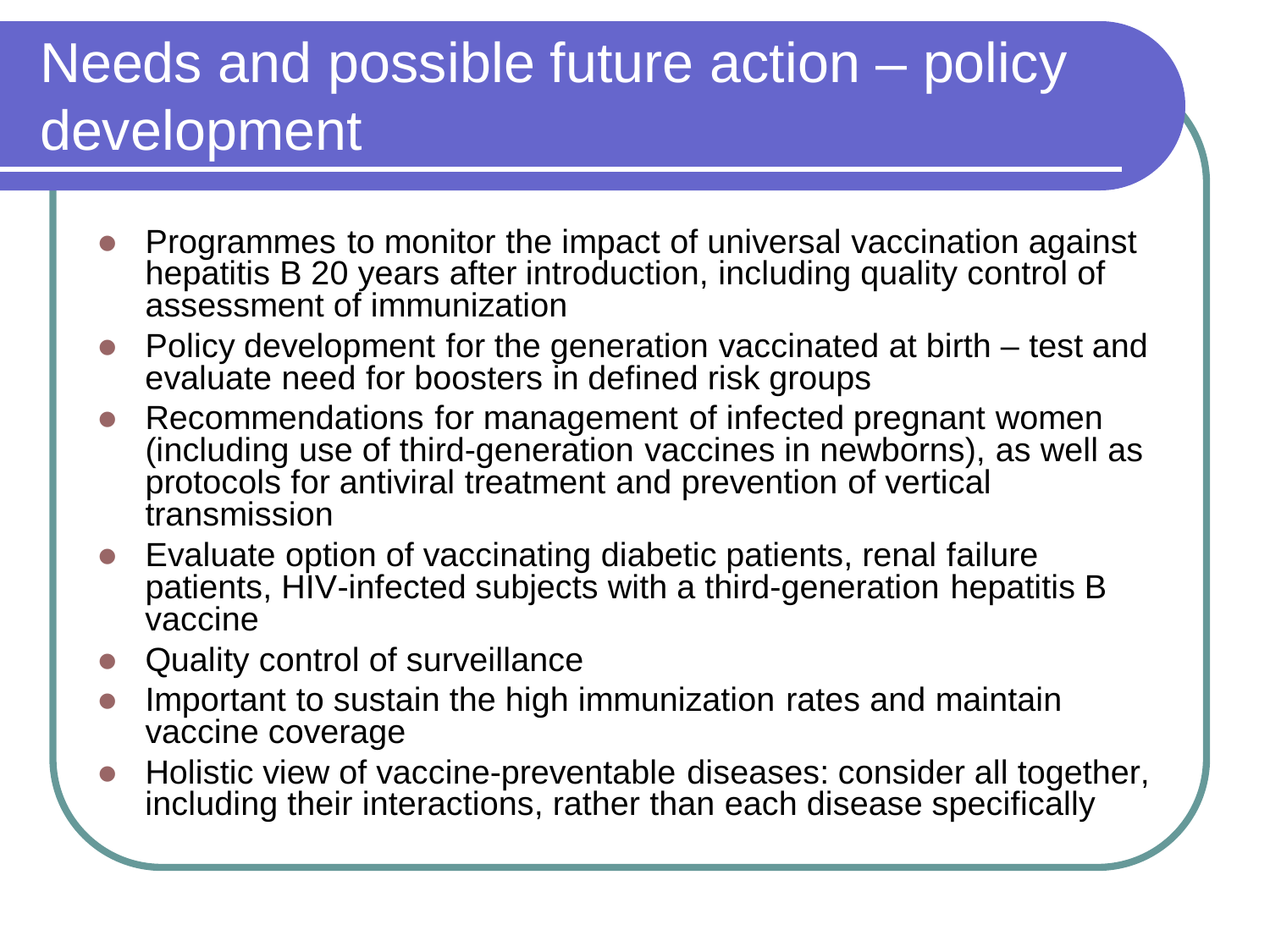# Needs and possible future action – policy development

- Programmes to monitor the impact of universal vaccination against hepatitis B 20 years after introduction, including quality control of assessment of immunization
- Policy development for the generation vaccinated at birth – test and evaluate need for boosters in defined risk groups
- Recommendations for management of infected pregnant women (including use of third-generation vaccines in newborns), as well as protocols for antiviral treatment and prevention of vertical transmission
- Evaluate option of vaccinating diabetic patients, renal failure patients, HIV-infected subjects with a third-generation hepatitis B vaccine
- Quality control of surveillance
- Important to sustain the high immunization rates and maintain vaccine coverage
- Holistic view of vaccine-preventable diseases: consider all together, including their interactions, rather than each disease specifically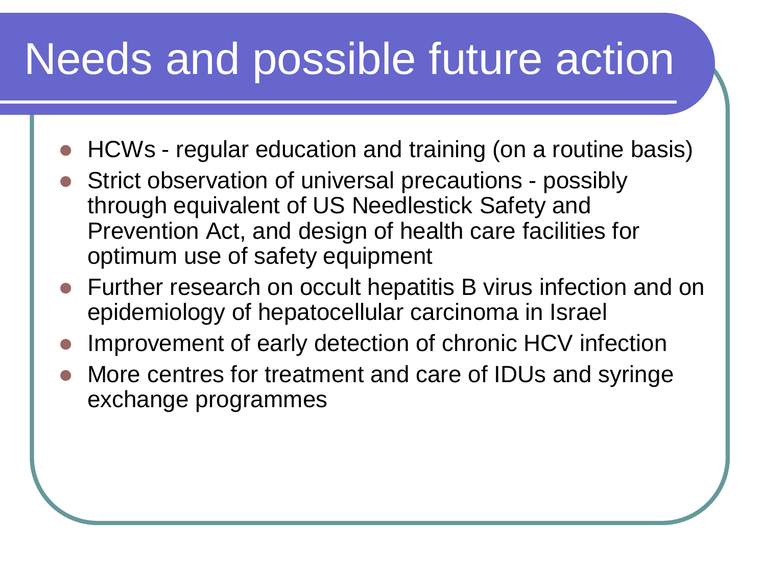# Needs and possible future action

- HCWs - regular education and training (on a routine basis)
- Strict observation of universal precautions - possibly through equivalent of US Needlestick Safety and Prevention Act, and design of health care facilities for optimum use of safety equipment
- Further research on occult hepatitis B virus infection and on epidemiology of hepatocellular carcinoma in Israel
- Improvement of early detection of chronic HCV infection
- More centres for treatment and care of IDUs and syringe exchange programmes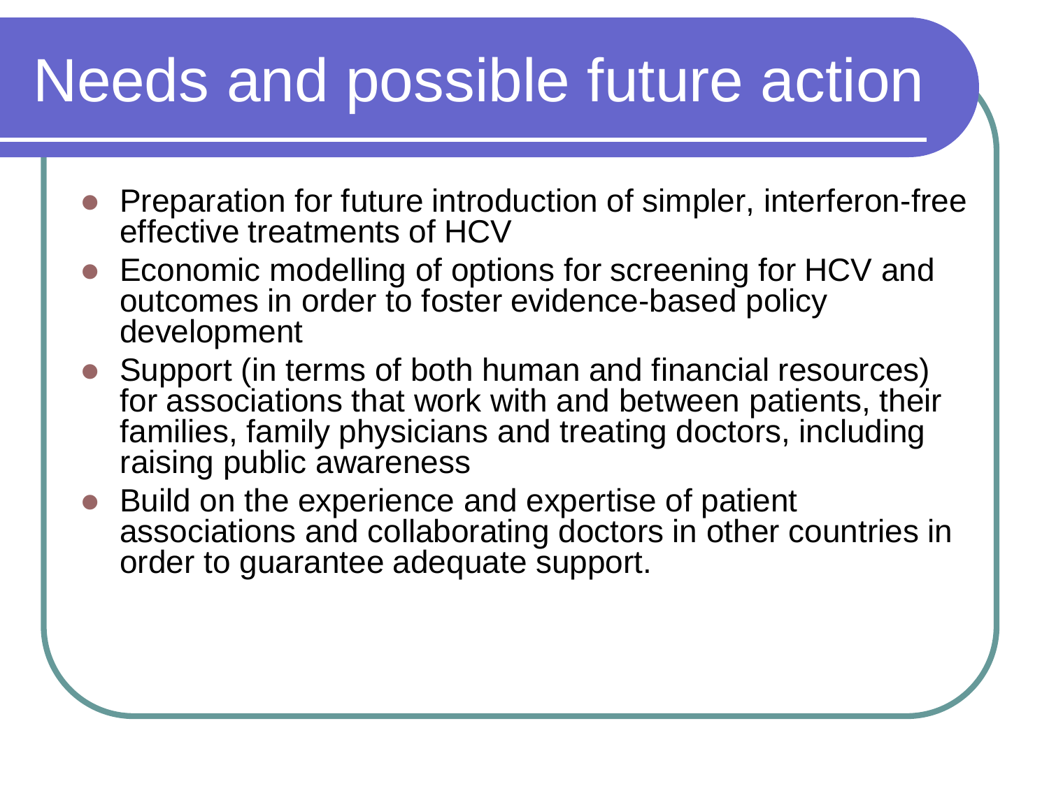# Needs and possible future action

- Preparation for future introduction of simpler, interferon-free effective treatments of HCV
- Economic modelling of options for screening for HCV and outcomes in order to foster evidence-based policy development
- Support (in terms of both human and financial resources) for associations that work with and between patients, their families, family physicians and treating doctors, including raising public awareness
- Build on the experience and expertise of patient associations and collaborating doctors in other countries in order to guarantee adequate support.